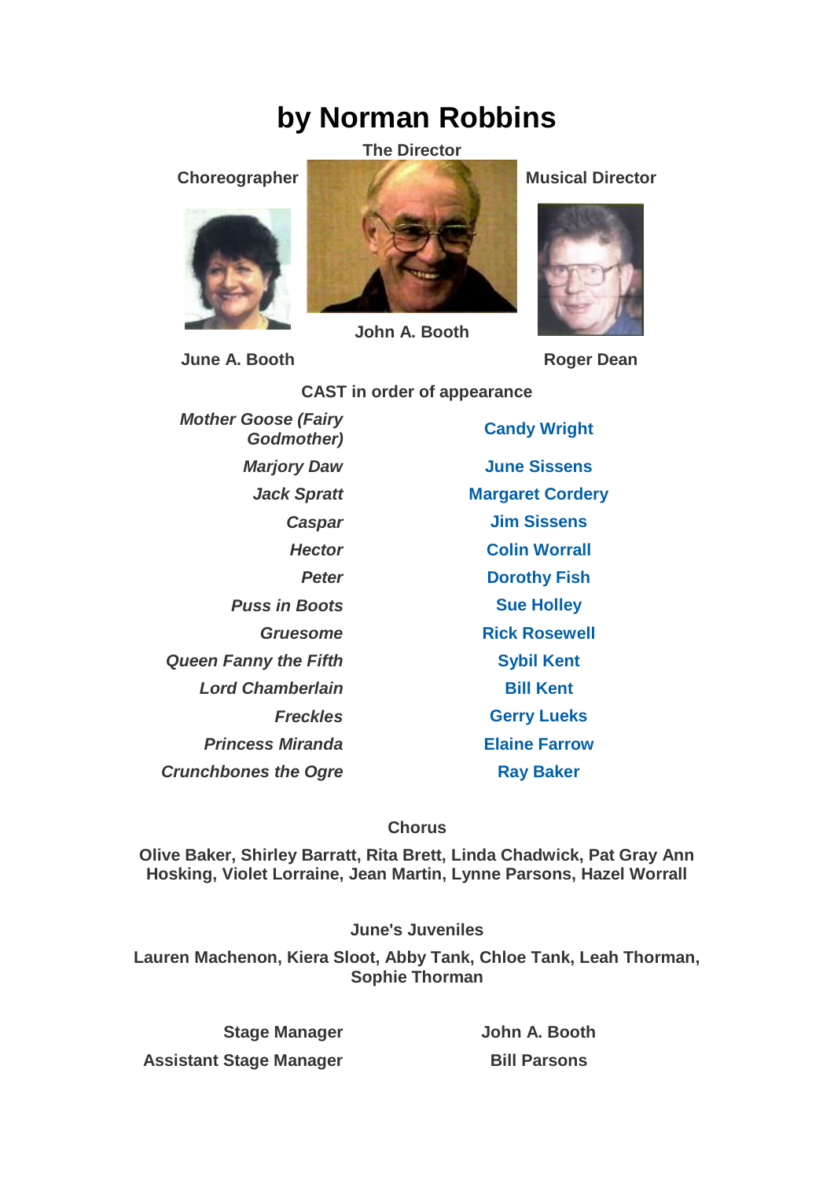# by Norman Robbins

**The Director**

John A. Booth

**Choreographer**

June A. Booth

**Musical Director**

Roger Dean

**CAST in order of appearance**

| | |
|---|---|
| *Mother Goose (Fairy Godmother)* | Candy Wright |
| *Marjory Daw* | June Sissens |
| *Jack Spratt* | Margaret Cordery |
| *Caspar* | Jim Sissens |
| *Hector* | Colin Worrall |
| *Peter* | Dorothy Fish |
| *Puss in Boots* | Sue Holley |
| *Gruesome* | Rick Rosewell |
| *Queen Fanny the Fifth* | Sybil Kent |
| *Lord Chamberlain* | Bill Kent |
| *Freckles* | Gerry Lueks |
| *Princess Miranda* | Elaine Farrow |
| *Crunchbones the Ogre* | Ray Baker |

**Chorus**

Olive Baker, Shirley Barratt, Rita Brett, Linda Chadwick, Pat Gray Ann Hosking, Violet Lorraine, Jean Martin, Lynne Parsons, Hazel Worrall

**June's Juveniles**

Lauren Machenon, Kiera Sloot, Abby Tank, Chloe Tank, Leah Thorman, Sophie Thorman

| | |
|---|---|
| **Stage Manager** | **John A. Booth** |
| **Assistant Stage Manager** | **Bill Parsons** |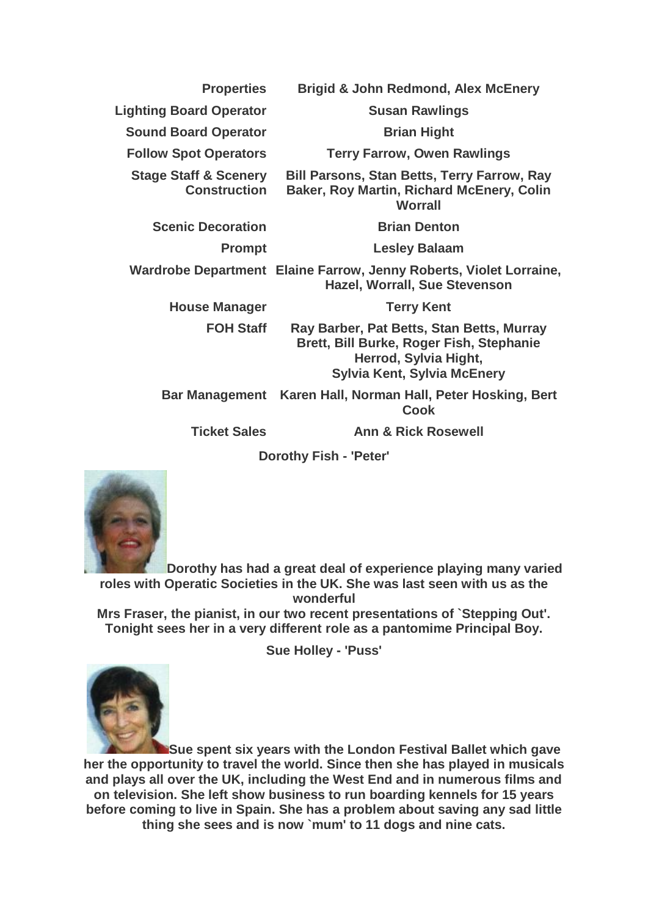| | |
|---|---|
| **Properties** | **Brigid & John Redmond, Alex McEnery** |
| **Lighting Board Operator** | **Susan Rawlings** |
| **Sound Board Operator** | **Brian Hight** |
| **Follow Spot Operators** | **Terry Farrow, Owen Rawlings** |
| **Stage Staff & Scenery Construction** | **Bill Parsons, Stan Betts, Terry Farrow, Ray Baker, Roy Martin, Richard McEnery, Colin Worrall** |
| **Scenic Decoration** | **Brian Denton** |
| **Prompt** | **Lesley Balaam** |
| **Wardrobe Department** | **Elaine Farrow, Jenny Roberts, Violet Lorraine, Hazel, Worrall, Sue Stevenson** |
| **House Manager** | **Terry Kent** |
| **FOH Staff** | **Ray Barber, Pat Betts, Stan Betts, Murray Brett, Bill Burke, Roger Fish, Stephanie Herrod, Sylvia Hight, Sylvia Kent, Sylvia McEnery** |
| **Bar Management** | **Karen Hall, Norman Hall, Peter Hosking, Bert Cook** |
| **Ticket Sales** | **Ann & Rick Rosewell** |

**Dorothy Fish - 'Peter'**

**Dorothy has had a great deal of experience playing many varied roles with Operatic Societies in the UK. She was last seen with us as the wonderful Mrs Fraser, the pianist, in our two recent presentations of `Stepping Out'. Tonight sees her in a very different role as a pantomime Principal Boy.**

**Sue Holley - 'Puss'**

**Sue spent six years with the London Festival Ballet which gave her the opportunity to travel the world. Since then she has played in musicals and plays all over the UK, including the West End and in numerous films and on television. She left show business to run boarding kennels for 15 years before coming to live in Spain. She has a problem about saving any sad little thing she sees and is now `mum' to 11 dogs and nine cats.**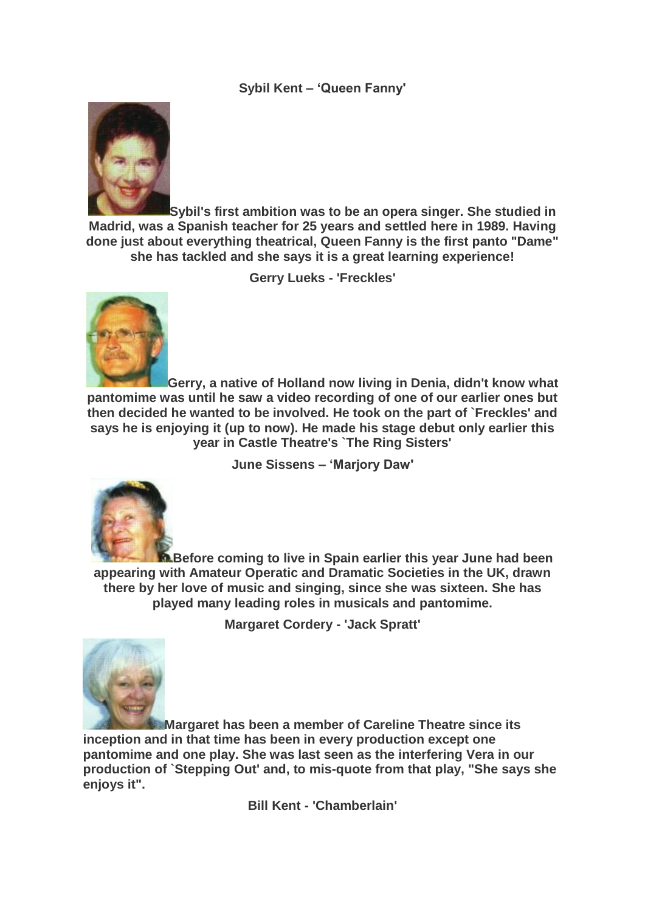**Sybil Kent – 'Queen Fanny'**

**Sybil's first ambition was to be an opera singer. She studied in Madrid, was a Spanish teacher for 25 years and settled here in 1989. Having done just about everything theatrical, Queen Fanny is the first panto "Dame" she has tackled and she says it is a great learning experience!**

**Gerry Lueks - 'Freckles'**

**Gerry, a native of Holland now living in Denia, didn't know what pantomime was until he saw a video recording of one of our earlier ones but then decided he wanted to be involved. He took on the part of `Freckles' and says he is enjoying it (up to now). He made his stage debut only earlier this year in Castle Theatre's `The Ring Sisters'**

**June Sissens – 'Marjory Daw'**

**Before coming to live in Spain earlier this year June had been appearing with Amateur Operatic and Dramatic Societies in the UK, drawn there by her love of music and singing, since she was sixteen. She has played many leading roles in musicals and pantomime.**

**Margaret Cordery - 'Jack Spratt'**

**Margaret has been a member of Careline Theatre since its inception and in that time has been in every production except one pantomime and one play. She was last seen as the interfering Vera in our production of `Stepping Out' and, to mis-quote from that play, "She says she enjoys it".**

**Bill Kent - 'Chamberlain'**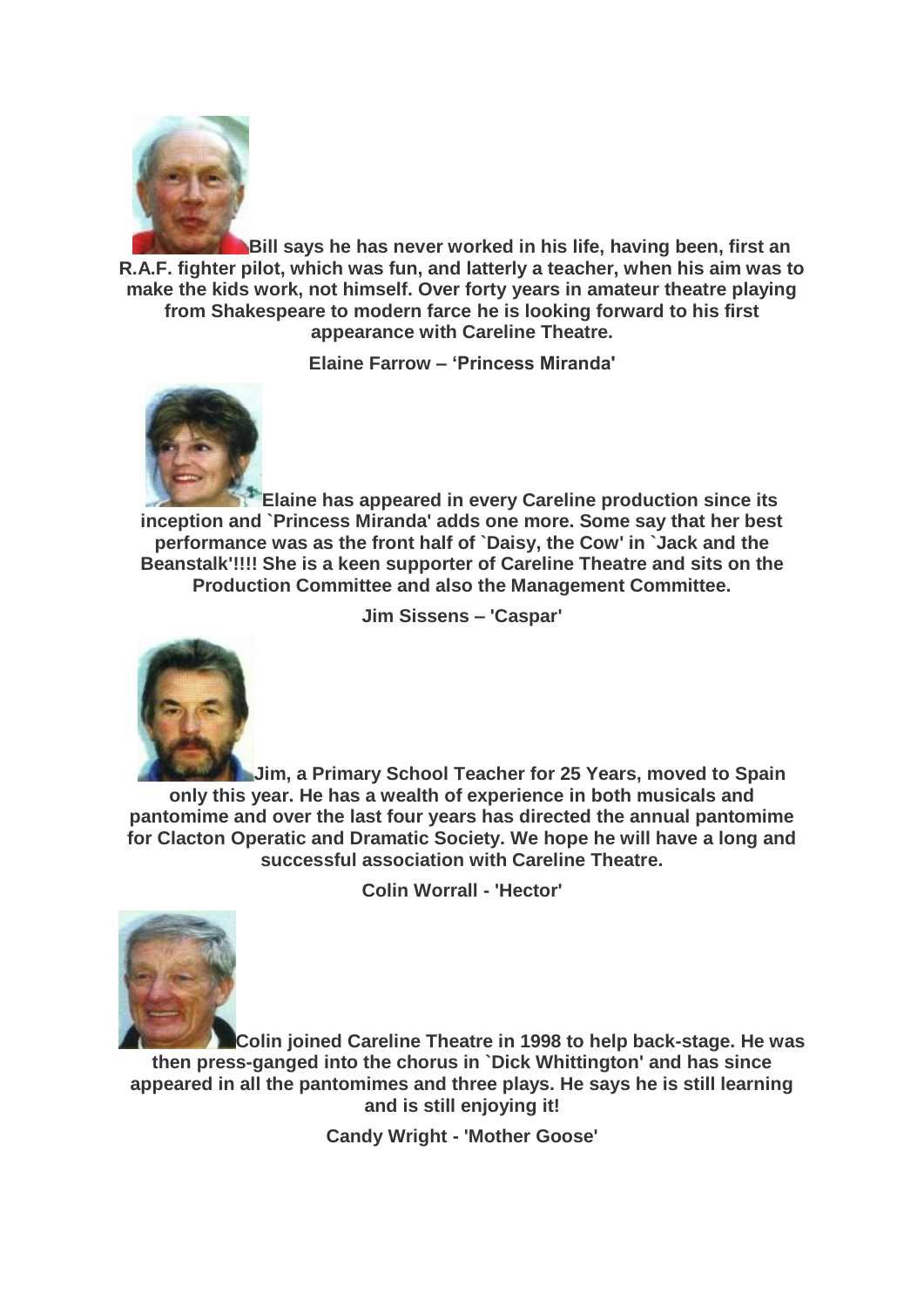**Bill says he has never worked in his life, having been, first an R.A.F. fighter pilot, which was fun, and latterly a teacher, when his aim was to make the kids work, not himself. Over forty years in amateur theatre playing from Shakespeare to modern farce he is looking forward to his first appearance with Careline Theatre.**

**Elaine Farrow – 'Princess Miranda'**

**Elaine has appeared in every Careline production since its inception and `Princess Miranda' adds one more. Some say that her best performance was as the front half of `Daisy, the Cow' in `Jack and the Beanstalk'!!!! She is a keen supporter of Careline Theatre and sits on the Production Committee and also the Management Committee.**

**Jim Sissens – 'Caspar'**

**Jim, a Primary School Teacher for 25 Years, moved to Spain only this year. He has a wealth of experience in both musicals and pantomime and over the last four years has directed the annual pantomime for Clacton Operatic and Dramatic Society. We hope he will have a long and successful association with Careline Theatre.**

**Colin Worrall - 'Hector'**

**Colin joined Careline Theatre in 1998 to help back-stage. He was then press-ganged into the chorus in `Dick Whittington' and has since appeared in all the pantomimes and three plays. He says he is still learning and is still enjoying it!**

**Candy Wright - 'Mother Goose'**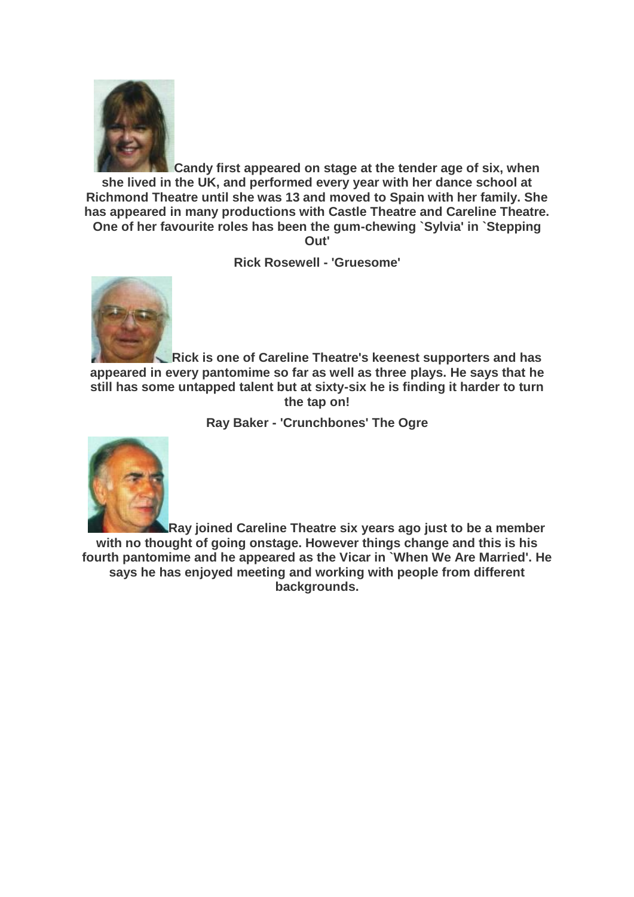**Candy first appeared on stage at the tender age of six, when she lived in the UK, and performed every year with her dance school at Richmond Theatre until she was 13 and moved to Spain with her family. She has appeared in many productions with Castle Theatre and Careline Theatre. One of her favourite roles has been the gum-chewing `Sylvia' in `Stepping Out'**

**Rick Rosewell - 'Gruesome'**

**Rick is one of Careline Theatre's keenest supporters and has appeared in every pantomime so far as well as three plays. He says that he still has some untapped talent but at sixty-six he is finding it harder to turn the tap on!**

**Ray Baker - 'Crunchbones' The Ogre**

**Ray joined Careline Theatre six years ago just to be a member with no thought of going onstage. However things change and this is his fourth pantomime and he appeared as the Vicar in `When We Are Married'. He says he has enjoyed meeting and working with people from different backgrounds.**